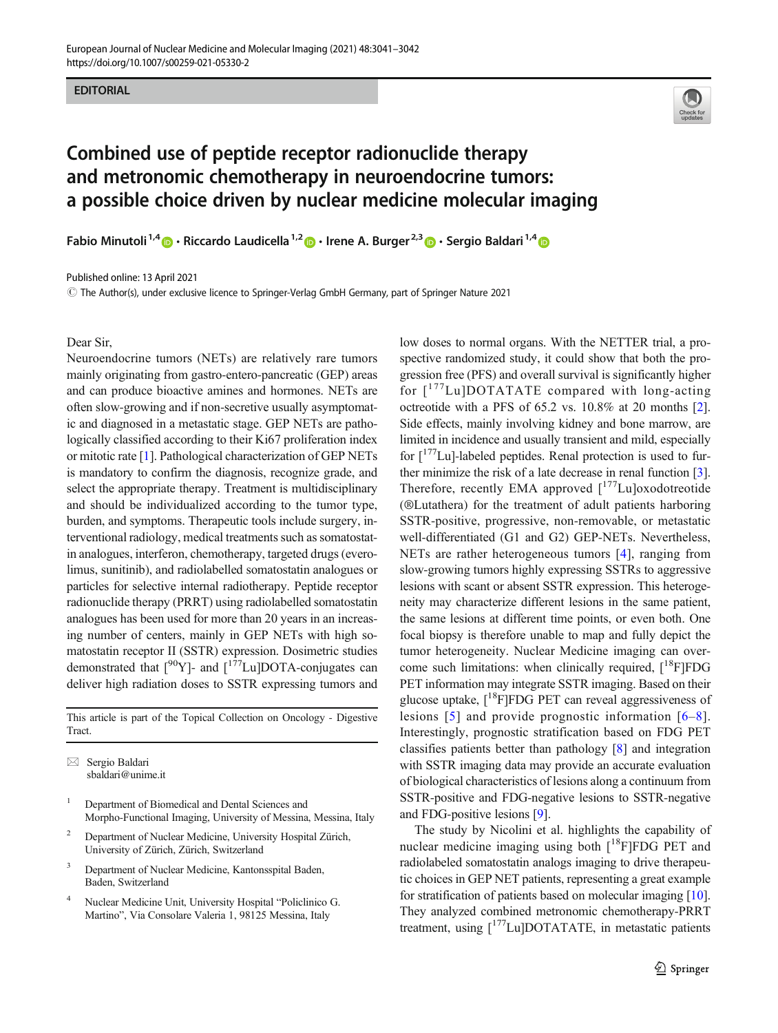EDITORIAL

# Combined use of peptide receptor radionuclide therapy and metronomic chemotherapy in neuroendocrine tumors: a possible choice driven by nuclear medicine molecular imaging

**Fabio Minutoli** [1,4] · **Riccardo Laudicella** [1,2] · **Irene A. Burger** [2,3] · **Sergio Baldari** [1,4]

Published online: 13 April 2021
© The Author(s), under exclusive licence to Springer-Verlag GmbH Germany, part of Springer Nature 2021

Dear Sir,

Neuroendocrine tumors (NETs) are relatively rare tumors mainly originating from gastro-entero-pancreatic (GEP) areas and can produce bioactive amines and hormones. NETs are often slow-growing and if non-secretive usually asymptomatic and diagnosed in a metastatic stage. GEP NETs are pathologically classified according to their Ki67 proliferation index or mitotic rate [1]. Pathological characterization of GEP NETs is mandatory to confirm the diagnosis, recognize grade, and select the appropriate therapy. Treatment is multidisciplinary and should be individualized according to the tumor type, burden, and symptoms. Therapeutic tools include surgery, interventional radiology, medical treatments such as somatostatin analogues, interferon, chemotherapy, targeted drugs (everolimus, sunitinib), and radiolabelled somatostatin analogues or particles for selective internal radiotherapy. Peptide receptor radionuclide therapy (PRRT) using radiolabelled somatostatin analogues has been used for more than 20 years in an increasing number of centers, mainly in GEP NETs with high somatostatin receptor II (SSTR) expression. Dosimetric studies demonstrated that [$^{90}$Y]- and [$^{177}$Lu]DOTA-conjugates can deliver high radiation doses to SSTR expressing tumors and low doses to normal organs. With the NETTER trial, a prospective randomized study, it could show that both the progression free (PFS) and overall survival is significantly higher for [$^{177}$Lu]DOTATATE compared with long-acting octreotide with a PFS of 65.2 vs. 10.8% at 20 months [2]. Side effects, mainly involving kidney and bone marrow, are limited in incidence and usually transient and mild, especially for [$^{177}$Lu]-labeled peptides. Renal protection is used to further minimize the risk of a late decrease in renal function [3]. Therefore, recently EMA approved [$^{177}$Lu]oxodotreotide (®Lutathera) for the treatment of adult patients harboring SSTR-positive, progressive, non-removable, or metastatic well-differentiated (G1 and G2) GEP-NETs. Nevertheless, NETs are rather heterogeneous tumors [4], ranging from slow-growing tumors highly expressing SSTRs to aggressive lesions with scant or absent SSTR expression. This heterogeneity may characterize different lesions in the same patient, the same lesions at different time points, or even both. One focal biopsy is therefore unable to map and fully depict the tumor heterogeneity. Nuclear Medicine imaging can overcome such limitations: when clinically required, [$^{18}$F]FDG PET information may integrate SSTR imaging. Based on their glucose uptake, [$^{18}$F]FDG PET can reveal aggressiveness of lesions [5] and provide prognostic information [6–8]. Interestingly, prognostic stratification based on FDG PET classifies patients better than pathology [8] and integration with SSTR imaging data may provide an accurate evaluation of biological characteristics of lesions along a continuum from SSTR-positive and FDG-negative lesions to SSTR-negative and FDG-positive lesions [9].

The study by Nicolini et al. highlights the capability of nuclear medicine imaging using both [$^{18}$F]FDG PET and radiolabeled somatostatin analogs imaging to drive therapeutic choices in GEP NET patients, representing a great example for stratification of patients based on molecular imaging [10]. They analyzed combined metronomic chemotherapy-PRRT treatment, using [$^{177}$Lu]DOTATATE, in metastatic patients

---

This article is part of the Topical Collection on Oncology - Digestive Tract.

✉ Sergio Baldari
sbaldari@unime.it

1. Department of Biomedical and Dental Sciences and Morpho-Functional Imaging, University of Messina, Messina, Italy
2. Department of Nuclear Medicine, University Hospital Zürich, University of Zürich, Zürich, Switzerland
3. Department of Nuclear Medicine, Kantonsspital Baden, Baden, Switzerland
4. Nuclear Medicine Unit, University Hospital "Policlinico G. Martino", Via Consolare Valeria 1, 98125 Messina, Italy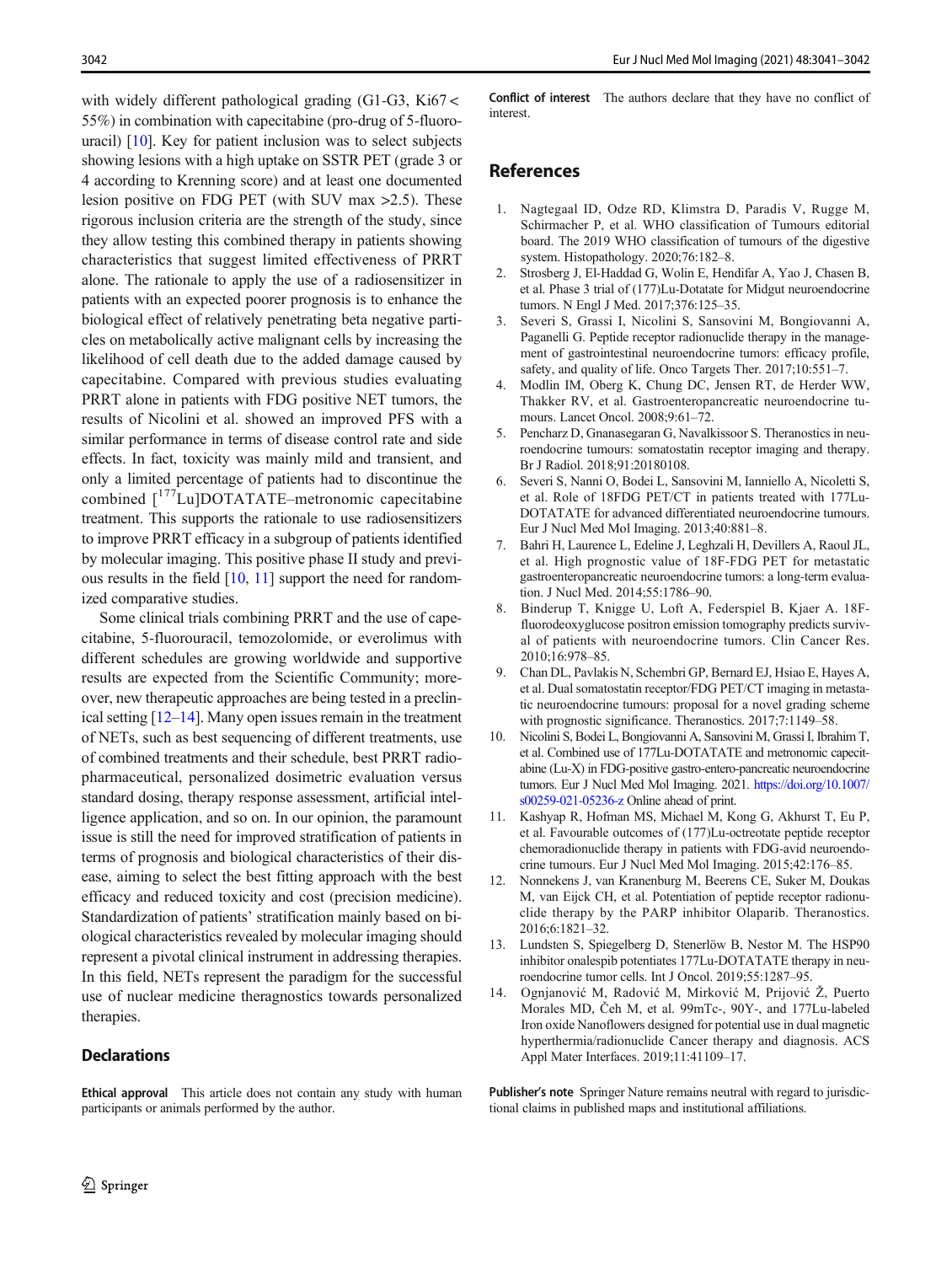with widely different pathological grading (G1-G3, Ki67 < 55%) in combination with capecitabine (pro-drug of 5-fluorouracil) [10]. Key for patient inclusion was to select subjects showing lesions with a high uptake on SSTR PET (grade 3 or 4 according to Krenning score) and at least one documented lesion positive on FDG PET (with SUV max >2.5). These rigorous inclusion criteria are the strength of the study, since they allow testing this combined therapy in patients showing characteristics that suggest limited effectiveness of PRRT alone. The rationale to apply the use of a radiosensitizer in patients with an expected poorer prognosis is to enhance the biological effect of relatively penetrating beta negative particles on metabolically active malignant cells by increasing the likelihood of cell death due to the added damage caused by capecitabine. Compared with previous studies evaluating PRRT alone in patients with FDG positive NET tumors, the results of Nicolini et al. showed an improved PFS with a similar performance in terms of disease control rate and side effects. In fact, toxicity was mainly mild and transient, and only a limited percentage of patients had to discontinue the combined [$^{177}$Lu]DOTATATE–metronomic capecitabine treatment. This supports the rationale to use radiosensitizers to improve PRRT efficacy in a subgroup of patients identified by molecular imaging. This positive phase II study and previous results in the field [10, 11] support the need for randomized comparative studies.

Some clinical trials combining PRRT and the use of capecitabine, 5-fluorouracil, temozolomide, or everolimus with different schedules are growing worldwide and supportive results are expected from the Scientific Community; moreover, new therapeutic approaches are being tested in a preclinical setting [12–14]. Many open issues remain in the treatment of NETs, such as best sequencing of different treatments, use of combined treatments and their schedule, best PRRT radiopharmaceutical, personalized dosimetric evaluation versus standard dosing, therapy response assessment, artificial intelligence application, and so on. In our opinion, the paramount issue is still the need for improved stratification of patients in terms of prognosis and biological characteristics of their disease, aiming to select the best fitting approach with the best efficacy and reduced toxicity and cost (precision medicine). Standardization of patients' stratification mainly based on biological characteristics revealed by molecular imaging should represent a pivotal clinical instrument in addressing therapies. In this field, NETs represent the paradigm for the successful use of nuclear medicine theragnostics towards personalized therapies.

## Declarations

**Ethical approval** This article does not contain any study with human participants or animals performed by the author.

**Conflict of interest** The authors declare that they have no conflict of interest.

## References

1. Nagtegaal ID, Odze RD, Klimstra D, Paradis V, Rugge M, Schirmacher P, et al. WHO classification of Tumours editorial board. The 2019 WHO classification of tumours of the digestive system. Histopathology. 2020;76:182–8.
2. Strosberg J, El-Haddad G, Wolin E, Hendifar A, Yao J, Chasen B, et al. Phase 3 trial of (177)Lu-Dotatate for Midgut neuroendocrine tumors. N Engl J Med. 2017;376:125–35.
3. Severi S, Grassi I, Nicolini S, Sansovini M, Bongiovanni A, Paganelli G. Peptide receptor radionuclide therapy in the management of gastrointestinal neuroendocrine tumors: efficacy profile, safety, and quality of life. Onco Targets Ther. 2017;10:551–7.
4. Modlin IM, Oberg K, Chung DC, Jensen RT, de Herder WW, Thakker RV, et al. Gastroenteropancreatic neuroendocrine tumours. Lancet Oncol. 2008;9:61–72.
5. Pencharz D, Gnanasegaran G, Navalkissoor S. Theranostics in neuroendocrine tumours: somatostatin receptor imaging and therapy. Br J Radiol. 2018;91:20180108.
6. Severi S, Nanni O, Bodei L, Sansovini M, Ianniello A, Nicoletti S, et al. Role of 18FDG PET/CT in patients treated with 177Lu-DOTATATE for advanced differentiated neuroendocrine tumours. Eur J Nucl Med Mol Imaging. 2013;40:881–8.
7. Bahri H, Laurence L, Edeline J, Leghzali H, Devillers A, Raoul JL, et al. High prognostic value of 18F-FDG PET for metastatic gastroenteropancreatic neuroendocrine tumors: a long-term evaluation. J Nucl Med. 2014;55:1786–90.
8. Binderup T, Knigge U, Loft A, Federspiel B, Kjaer A. 18F-fluorodeoxyglucose positron emission tomography predicts survival of patients with neuroendocrine tumors. Clin Cancer Res. 2010;16:978–85.
9. Chan DL, Pavlakis N, Schembri GP, Bernard EJ, Hsiao E, Hayes A, et al. Dual somatostatin receptor/FDG PET/CT imaging in metastatic neuroendocrine tumours: proposal for a novel grading scheme with prognostic significance. Theranostics. 2017;7:1149–58.
10. Nicolini S, Bodei L, Bongiovanni A, Sansovini M, Grassi I, Ibrahim T, et al. Combined use of 177Lu-DOTATATE and metronomic capecitabine (Lu-X) in FDG-positive gastro-entero-pancreatic neuroendocrine tumors. Eur J Nucl Med Mol Imaging. 2021. https://doi.org/10.1007/s00259-021-05236-z Online ahead of print.
11. Kashyap R, Hofman MS, Michael M, Kong G, Akhurst T, Eu P, et al. Favourable outcomes of (177)Lu-octreotate peptide receptor chemoradionuclide therapy in patients with FDG-avid neuroendocrine tumours. Eur J Nucl Med Mol Imaging. 2015;42:176–85.
12. Nonnekens J, van Kranenburg M, Beerens CE, Suker M, Doukas M, van Eijck CH, et al. Potentiation of peptide receptor radionuclide therapy by the PARP inhibitor Olaparib. Theranostics. 2016;6:1821–32.
13. Lundsten S, Spiegelberg D, Stenerlöw B, Nestor M. The HSP90 inhibitor onalespib potentiates 177Lu-DOTATATE therapy in neuroendocrine tumor cells. Int J Oncol. 2019;55:1287–95.
14. Ognjanović M, Radović M, Mirković M, Prijović Ž, Puerto Morales MD, Čeh M, et al. 99mTc-, 90Y-, and 177Lu-labeled Iron oxide Nanoflowers designed for potential use in dual magnetic hyperthermia/radionuclide Cancer therapy and diagnosis. ACS Appl Mater Interfaces. 2019;11:41109–17.

**Publisher's note** Springer Nature remains neutral with regard to jurisdictional claims in published maps and institutional affiliations.